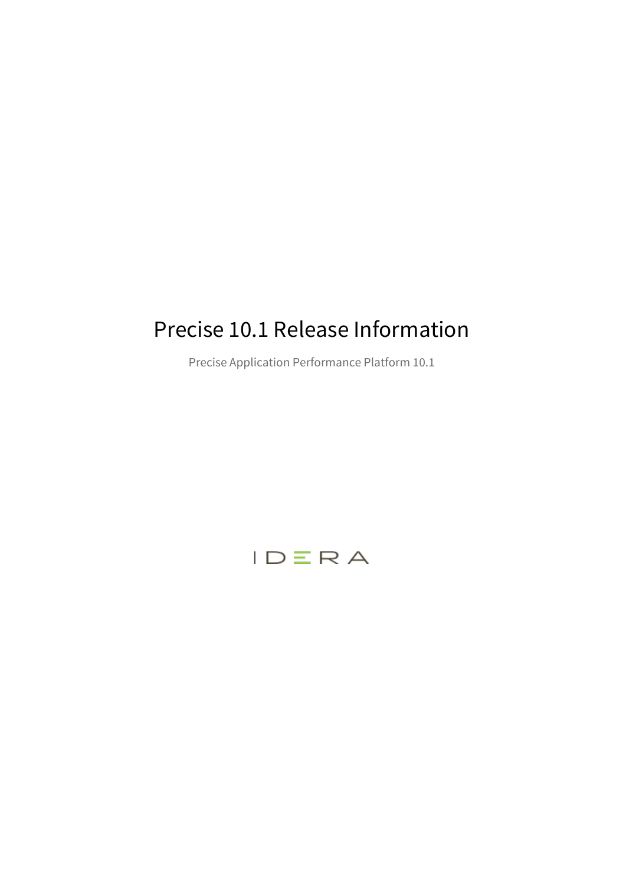# Precise 10.1 Release Information

Precise Application Performance Platform 10.1

IDERA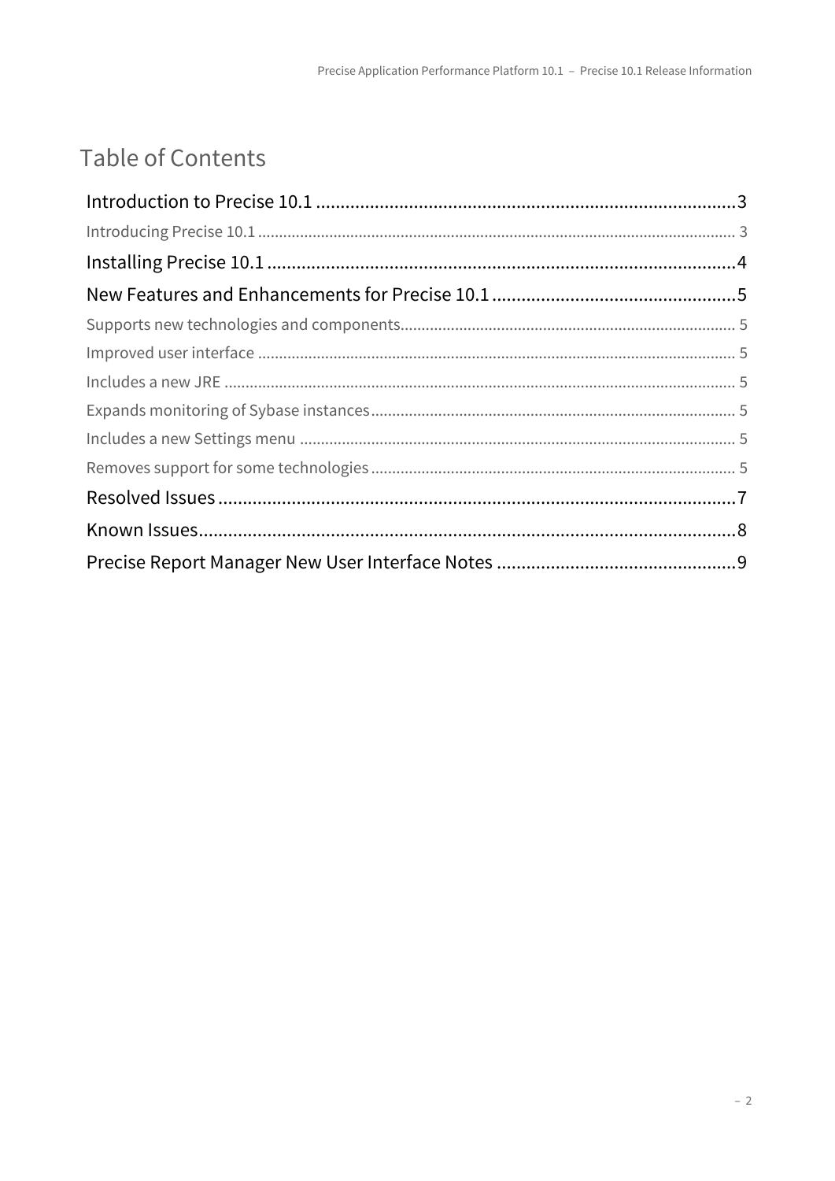# Table of Contents

- Introduction to Precise 10.1 .......... 3
  - Introducing Precise 10.1 .......... 3
- Installing Precise 10.1 .......... 4
- New Features and Enhancements for Precise 10.1 .......... 5
  - Supports new technologies and components .......... 5
  - Improved user interface .......... 5
  - Includes a new JRE .......... 5
  - Expands monitoring of Sybase instances .......... 5
  - Includes a new Settings menu .......... 5
  - Removes support for some technologies .......... 5
- Resolved Issues .......... 7
- Known Issues .......... 8
- Precise Report Manager New User Interface Notes .......... 9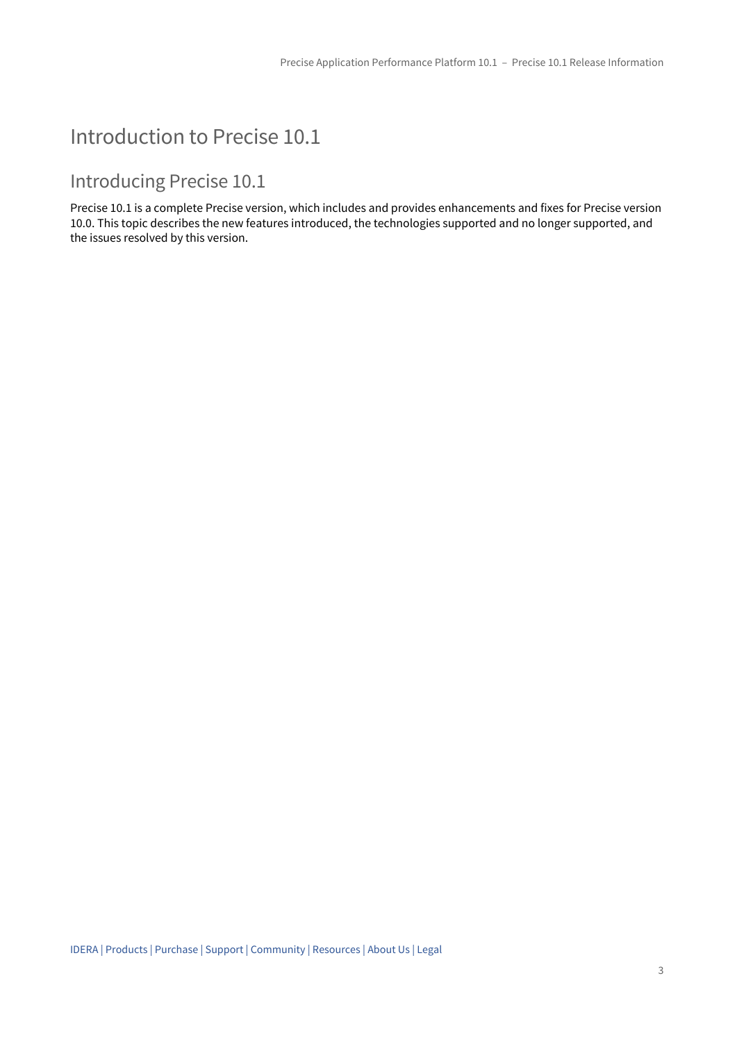# Introduction to Precise 10.1

## Introducing Precise 10.1

Precise 10.1 is a complete Precise version, which includes and provides enhancements and fixes for Precise version 10.0. This topic describes the new features introduced, the technologies supported and no longer supported, and the issues resolved by this version.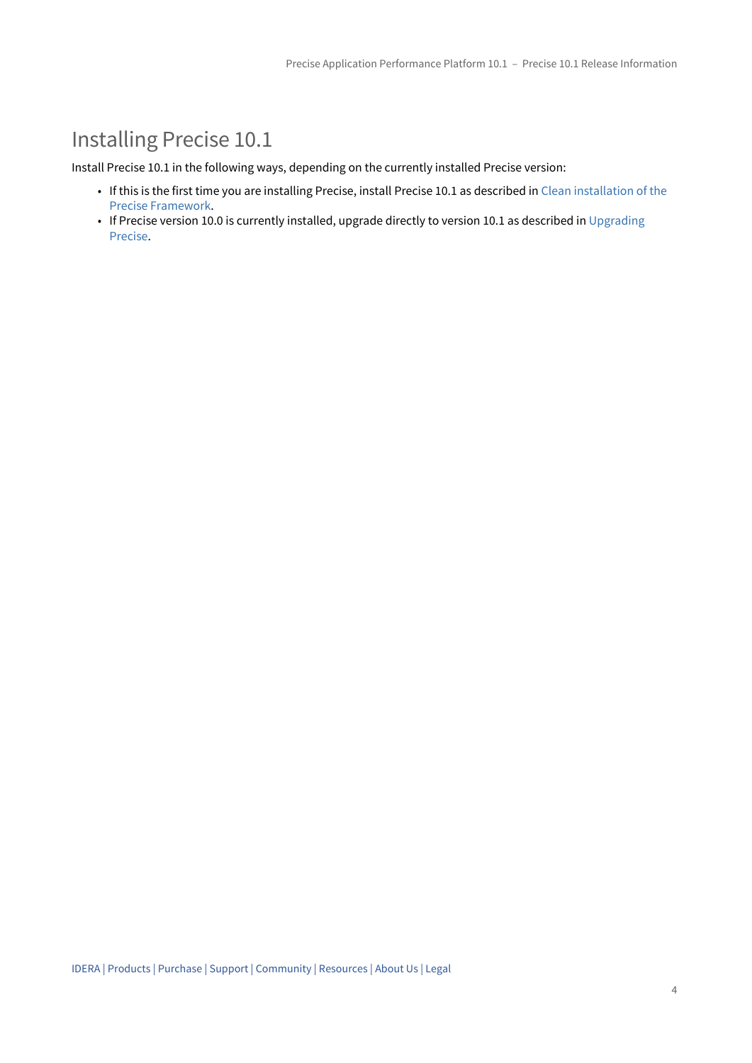# Installing Precise 10.1

Install Precise 10.1 in the following ways, depending on the currently installed Precise version:

- If this is the first time you are installing Precise, install Precise 10.1 as described in Clean installation of the Precise Framework.
- If Precise version 10.0 is currently installed, upgrade directly to version 10.1 as described in Upgrading Precise.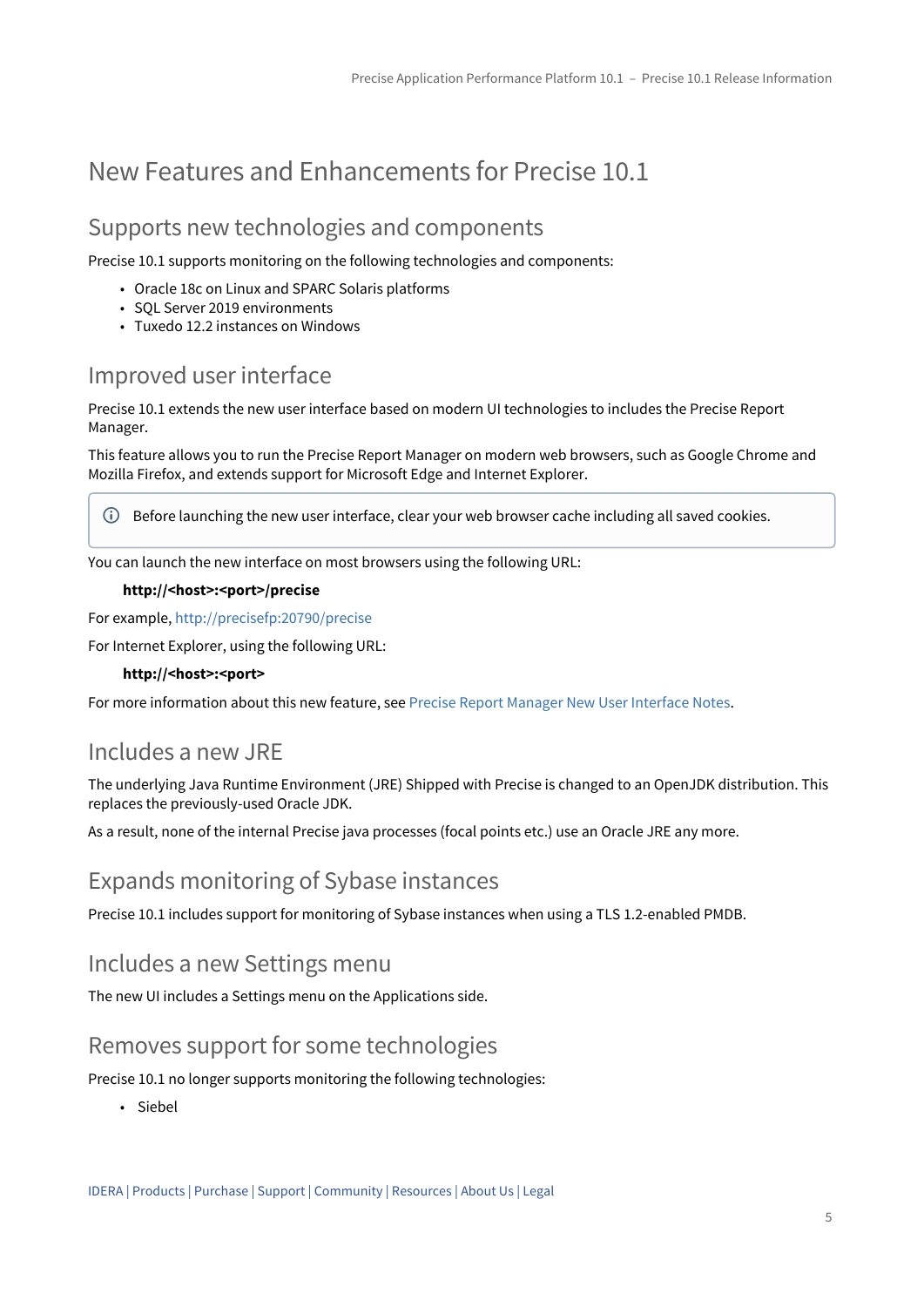# New Features and Enhancements for Precise 10.1

## Supports new technologies and components

Precise 10.1 supports monitoring on the following technologies and components:

- Oracle 18c on Linux and SPARC Solaris platforms
- SQL Server 2019 environments
- Tuxedo 12.2 instances on Windows

## Improved user interface

Precise 10.1 extends the new user interface based on modern UI technologies to includes the Precise Report Manager.

This feature allows you to run the Precise Report Manager on modern web browsers, such as Google Chrome and Mozilla Firefox, and extends support for Microsoft Edge and Internet Explorer.

> ⓘ Before launching the new user interface, clear your web browser cache including all saved cookies.

You can launch the new interface on most browsers using the following URL:

**http://<host>:<port>/precise**

For example, http://precisefp:20790/precise

For Internet Explorer, using the following URL:

**http://<host>:<port>**

For more information about this new feature, see Precise Report Manager New User Interface Notes.

## Includes a new JRE

The underlying Java Runtime Environment (JRE) Shipped with Precise is changed to an OpenJDK distribution. This replaces the previously-used Oracle JDK.

As a result, none of the internal Precise java processes (focal points etc.) use an Oracle JRE any more.

## Expands monitoring of Sybase instances

Precise 10.1 includes support for monitoring of Sybase instances when using a TLS 1.2-enabled PMDB.

## Includes a new Settings menu

The new UI includes a Settings menu on the Applications side.

## Removes support for some technologies

Precise 10.1 no longer supports monitoring the following technologies:

- Siebel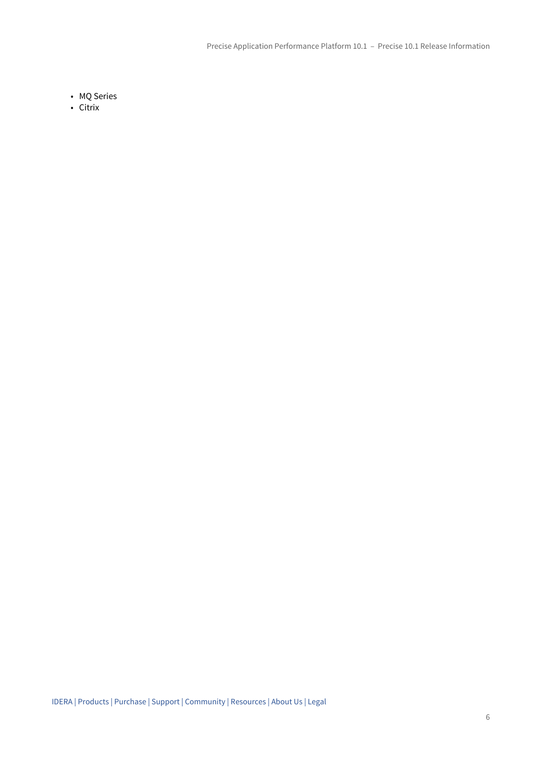- MQ Series
- Citrix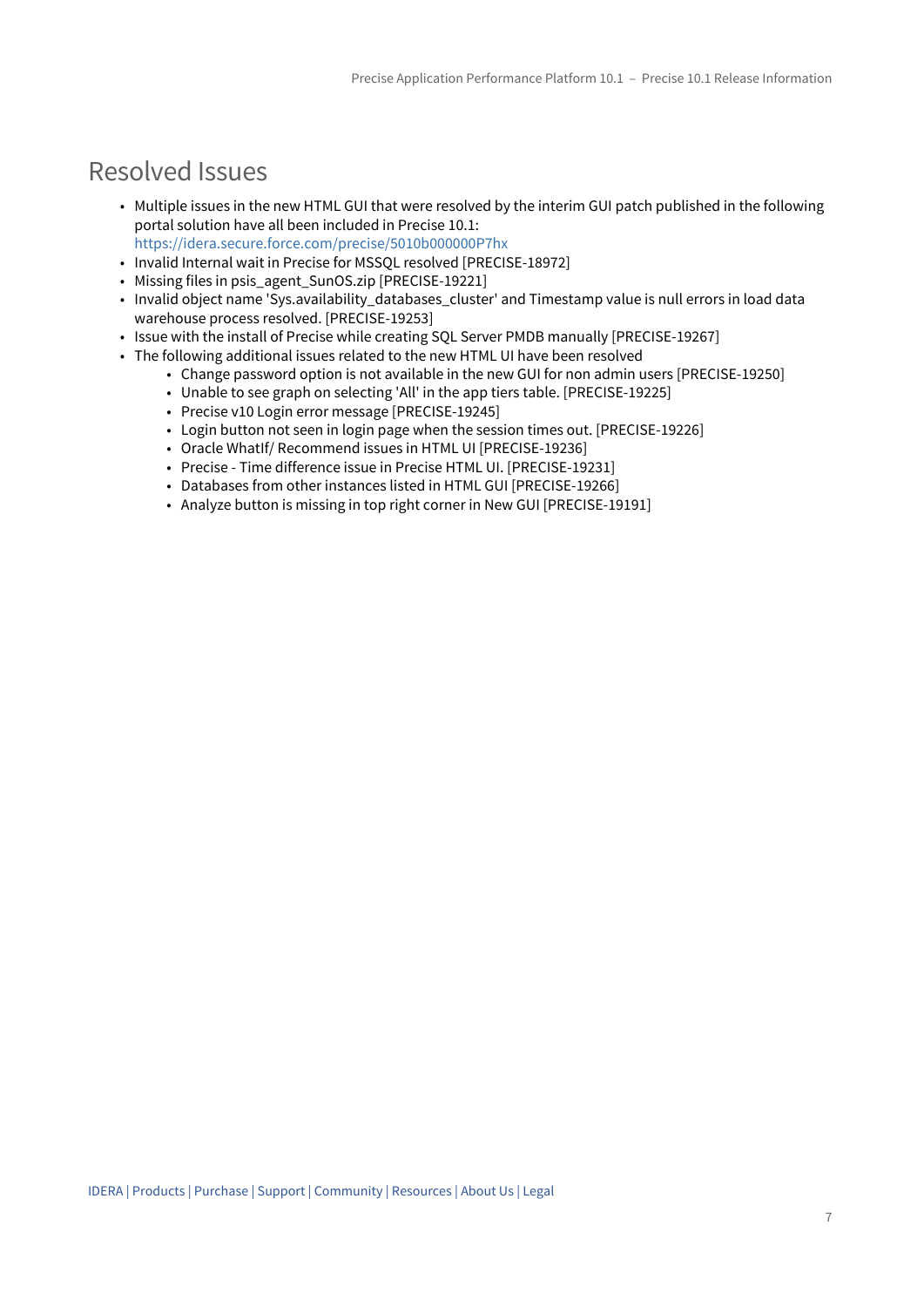## Resolved Issues

- Multiple issues in the new HTML GUI that were resolved by the interim GUI patch published in the following portal solution have all been included in Precise 10.1: https://idera.secure.force.com/precise/5010b000000P7hx
- Invalid Internal wait in Precise for MSSQL resolved [PRECISE-18972]
- Missing files in psis_agent_SunOS.zip [PRECISE-19221]
- Invalid object name 'Sys.availability_databases_cluster' and Timestamp value is null errors in load data warehouse process resolved. [PRECISE-19253]
- Issue with the install of Precise while creating SQL Server PMDB manually [PRECISE-19267]
- The following additional issues related to the new HTML UI have been resolved
  - Change password option is not available in the new GUI for non admin users [PRECISE-19250]
  - Unable to see graph on selecting 'All' in the app tiers table. [PRECISE-19225]
  - Precise v10 Login error message [PRECISE-19245]
  - Login button not seen in login page when the session times out. [PRECISE-19226]
  - Oracle WhatIf/ Recommend issues in HTML UI [PRECISE-19236]
  - Precise - Time difference issue in Precise HTML UI. [PRECISE-19231]
  - Databases from other instances listed in HTML GUI [PRECISE-19266]
  - Analyze button is missing in top right corner in New GUI [PRECISE-19191]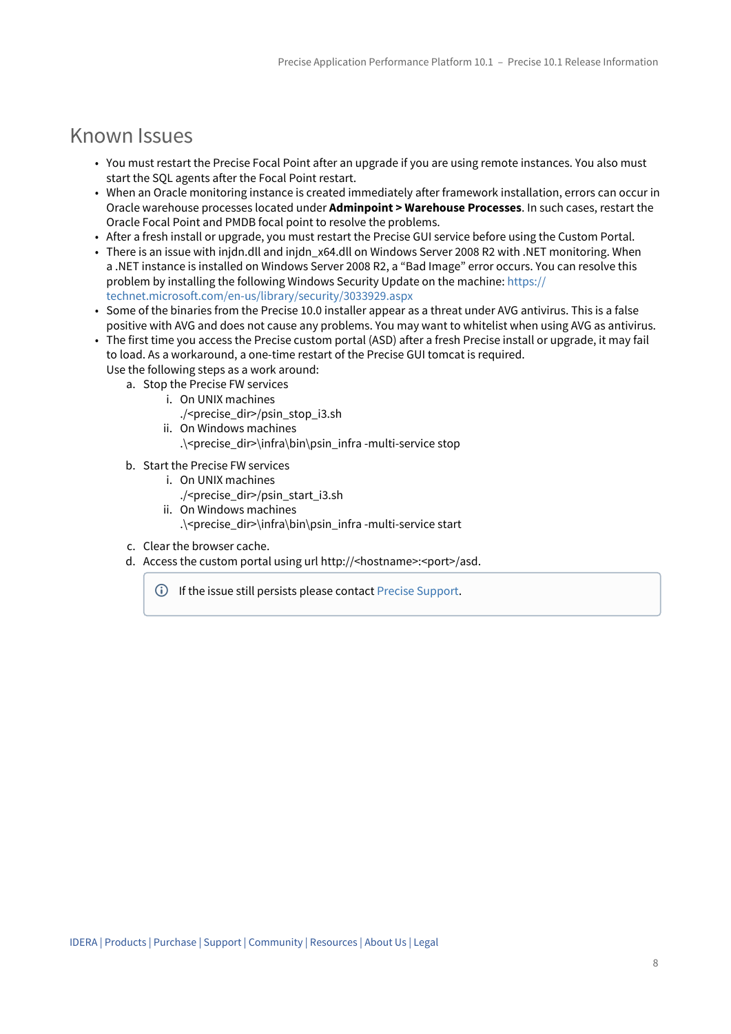# Known Issues

- You must restart the Precise Focal Point after an upgrade if you are using remote instances. You also must start the SQL agents after the Focal Point restart.
- When an Oracle monitoring instance is created immediately after framework installation, errors can occur in Oracle warehouse processes located under **Adminpoint > Warehouse Processes**. In such cases, restart the Oracle Focal Point and PMDB focal point to resolve the problems.
- After a fresh install or upgrade, you must restart the Precise GUI service before using the Custom Portal.
- There is an issue with injdn.dll and injdn_x64.dll on Windows Server 2008 R2 with .NET monitoring. When a .NET instance is installed on Windows Server 2008 R2, a "Bad Image" error occurs. You can resolve this problem by installing the following Windows Security Update on the machine: https://technet.microsoft.com/en-us/library/security/3033929.aspx
- Some of the binaries from the Precise 10.0 installer appear as a threat under AVG antivirus. This is a false positive with AVG and does not cause any problems. You may want to whitelist when using AVG as antivirus.
- The first time you access the Precise custom portal (ASD) after a fresh Precise install or upgrade, it may fail to load. As a workaround, a one-time restart of the Precise GUI tomcat is required.
  Use the following steps as a work around:
  a. Stop the Precise FW services
     i. On UNIX machines
        ./<precise_dir>/psin_stop_i3.sh
     ii. On Windows machines
        .\<precise_dir>\infra\bin\psin_infra -multi-service stop
  b. Start the Precise FW services
     i. On UNIX machines
        ./<precise_dir>/psin_start_i3.sh
     ii. On Windows machines
        .\<precise_dir>\infra\bin\psin_infra -multi-service start
  c. Clear the browser cache.
  d. Access the custom portal using url http://<hostname>:<port>/asd.

  > If the issue still persists please contact Precise Support.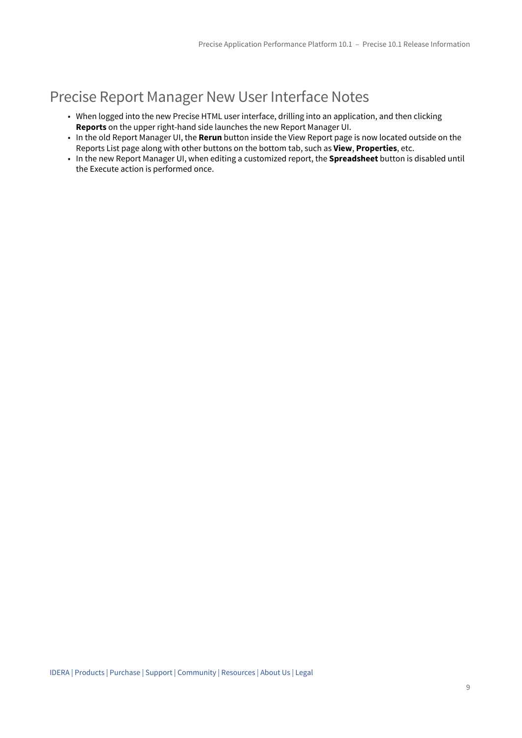# Precise Report Manager New User Interface Notes

- When logged into the new Precise HTML user interface, drilling into an application, and then clicking **Reports** on the upper right-hand side launches the new Report Manager UI.
- In the old Report Manager UI, the **Rerun** button inside the View Report page is now located outside on the Reports List page along with other buttons on the bottom tab, such as **View**, **Properties**, etc.
- In the new Report Manager UI, when editing a customized report, the **Spreadsheet** button is disabled until the Execute action is performed once.

IDERA | Products | Purchase | Support | Community | Resources | About Us | Legal